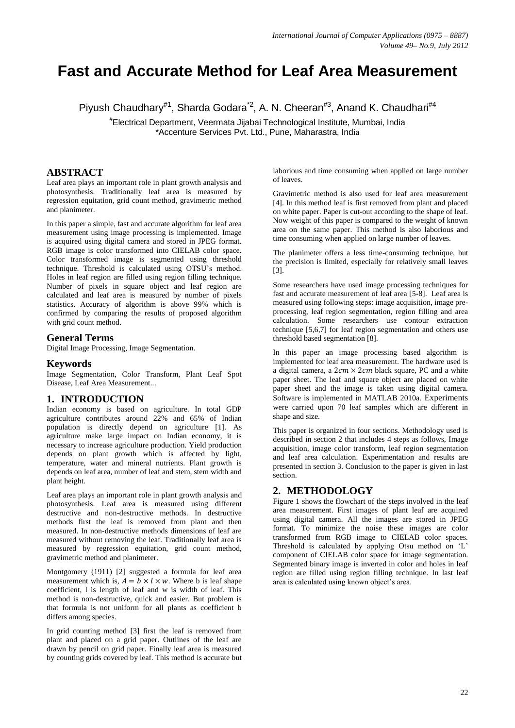# Fast and Accurate Method for Leaf Area Measurement

Piyush Chaudhary[#1], Sharda Godara[*2], A. N. Cheeran[#3], Anand K. Chaudhari[#4]

[#]Electrical Department, Veermata Jijabai Technological Institute, Mumbai, India
*Accenture Services Pvt. Ltd., Pune, Maharastra, India

## ABSTRACT

Leaf area plays an important role in plant growth analysis and photosynthesis. Traditionally leaf area is measured by regression equitation, grid count method, gravimetric method and planimeter.

In this paper a simple, fast and accurate algorithm for leaf area measurement using image processing is implemented. Image is acquired using digital camera and stored in JPEG format. RGB image is color transformed into CIELAB color space. Color transformed image is segmented using threshold technique. Threshold is calculated using OTSU's method. Holes in leaf region are filled using region filling technique. Number of pixels in square object and leaf region are calculated and leaf area is measured by number of pixels statistics. Accuracy of algorithm is above 99% which is confirmed by comparing the results of proposed algorithm with grid count method.

## General Terms

Digital Image Processing, Image Segmentation.

## Keywords

Image Segmentation, Color Transform, Plant Leaf Spot Disease, Leaf Area Measurement...

## 1. INTRODUCTION

Indian economy is based on agriculture. In total GDP agriculture contributes around 22% and 65% of Indian population is directly depend on agriculture [1]. As agriculture make large impact on Indian economy, it is necessary to increase agriculture production. Yield production depends on plant growth which is affected by light, temperature, water and mineral nutrients. Plant growth is depends on leaf area, number of leaf and stem, stem width and plant height.

Leaf area plays an important role in plant growth analysis and photosynthesis. Leaf area is measured using different destructive and non-destructive methods. In destructive methods first the leaf is removed from plant and then measured. In non-destructive methods dimensions of leaf are measured without removing the leaf. Traditionally leaf area is measured by regression equitation, grid count method, gravimetric method and planimeter.

Montgomery (1911) [2] suggested a formula for leaf area measurement which is, $A = b \times l \times w$. Where b is leaf shape coefficient, l is length of leaf and w is width of leaf. This method is non-destructive, quick and easier. But problem is that formula is not uniform for all plants as coefficient b differs among species.

In grid counting method [3] first the leaf is removed from plant and placed on a grid paper. Outlines of the leaf are drawn by pencil on grid paper. Finally leaf area is measured by counting grids covered by leaf. This method is accurate but laborious and time consuming when applied on large number of leaves.

Gravimetric method is also used for leaf area measurement [4]. In this method leaf is first removed from plant and placed on white paper. Paper is cut-out according to the shape of leaf. Now weight of this paper is compared to the weight of known area on the same paper. This method is also laborious and time consuming when applied on large number of leaves.

The planimeter offers a less time-consuming technique, but the precision is limited, especially for relatively small leaves [3].

Some researchers have used image processing techniques for fast and accurate measurement of leaf area [5-8]. Leaf area is measured using following steps: image acquisition, image pre-processing, leaf region segmentation, region filling and area calculation. Some researchers use contour extraction technique [5,6,7] for leaf region segmentation and others use threshold based segmentation [8].

In this paper an image processing based algorithm is implemented for leaf area measurement. The hardware used is a digital camera, a $2cm \times 2cm$ black square, PC and a white paper sheet. The leaf and square object are placed on white paper sheet and the image is taken using digital camera. Software is implemented in MATLAB 2010a. Experiments were carried upon 70 leaf samples which are different in shape and size.

This paper is organized in four sections. Methodology used is described in section 2 that includes 4 steps as follows, Image acquisition, image color transform, leaf region segmentation and leaf area calculation. Experimentation and results are presented in section 3. Conclusion to the paper is given in last section.

## 2. METHODOLOGY

Figure 1 shows the flowchart of the steps involved in the leaf area measurement. First images of plant leaf are acquired using digital camera. All the images are stored in JPEG format. To minimize the noise these images are color transformed from RGB image to CIELAB color spaces. Threshold is calculated by applying Otsu method on 'L' component of CIELAB color space for image segmentation. Segmented binary image is inverted in color and holes in leaf region are filled using region filling technique. In last leaf area is calculated using known object's area.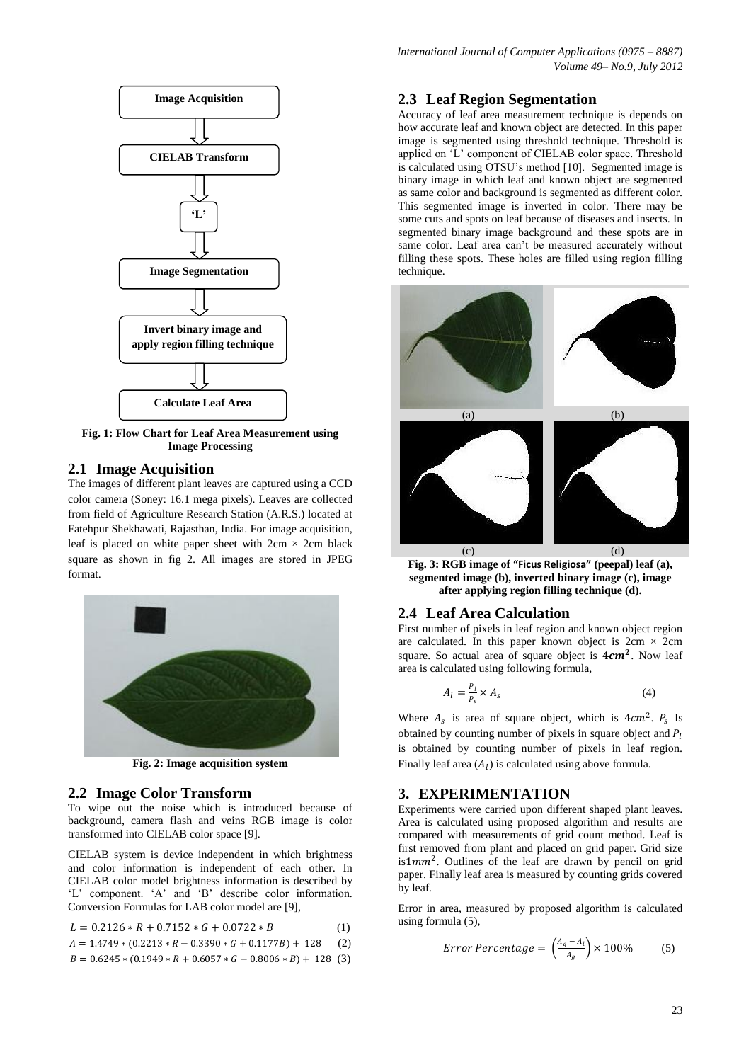Image Acquisition

CIELAB Transform

'L'

Image Segmentation

Invert binary image and apply region filling technique

Calculate Leaf Area

**Fig. 1: Flow Chart for Leaf Area Measurement using Image Processing**

## 2.1 Image Acquisition

The images of different plant leaves are captured using a CCD color camera (Soney: 16.1 mega pixels). Leaves are collected from field of Agriculture Research Station (A.R.S.) located at Fatehpur Shekhawati, Rajasthan, India. For image acquisition, leaf is placed on white paper sheet with 2cm × 2cm black square as shown in fig 2. All images are stored in JPEG format.

**Fig. 2: Image acquisition system**

## 2.2 Image Color Transform

To wipe out the noise which is introduced because of background, camera flash and veins RGB image is color transformed into CIELAB color space [9].

CIELAB system is device independent in which brightness and color information is independent of each other. In CIELAB color model brightness information is described by 'L' component. 'A' and 'B' describe color information. Conversion Formulas for LAB color model are [9],

$$L = 0.2126 * R + 0.7152 * G + 0.0722 * B \quad (1)$$

$$A = 1.4749 * (0.2213 * R - 0.3390 * G + 0.1177B) + 128 \quad (2)$$

$$B = 0.6245 * (0.1949 * R + 0.6057 * G - 0.8006 * B) + 128 \quad (3)$$

## 2.3 Leaf Region Segmentation

Accuracy of leaf area measurement technique is depends on how accurate leaf and known object are detected. In this paper image is segmented using threshold technique. Threshold is applied on 'L' component of CIELAB color space. Threshold is calculated using OTSU's method [10]. Segmented image is binary image in which leaf and known object are segmented as same color and background is segmented as different color. This segmented image is inverted in color. There may be some cuts and spots on leaf because of diseases and insects. In segmented binary image background and these spots are in same color. Leaf area can't be measured accurately without filling these spots. These holes are filled using region filling technique.

(a) (b) (c) (d)

**Fig. 3: RGB image of "Ficus Religiosa" (peepal) leaf (a), segmented image (b), inverted binary image (c), image after applying region filling technique (d).**

## 2.4 Leaf Area Calculation

First number of pixels in leaf region and known object region are calculated. In this paper known object is 2cm × 2cm square. So actual area of square object is $\mathbf{4cm^2}$. Now leaf area is calculated using following formula,

$$A_l = \frac{P_l}{P_s} \times A_s \quad (4)$$

Where $A_s$ is area of square object, which is $4cm^2$. $P_s$ Is obtained by counting number of pixels in square object and $P_l$ is obtained by counting number of pixels in leaf region. Finally leaf area ($A_l$) is calculated using above formula.

# 3. EXPERIMENTATION

Experiments were carried upon different shaped plant leaves. Area is calculated using proposed algorithm and results are compared with measurements of grid count method. Leaf is first removed from plant and placed on grid paper. Grid size is$1mm^2$. Outlines of the leaf are drawn by pencil on grid paper. Finally leaf area is measured by counting grids covered by leaf.

Error in area, measured by proposed algorithm is calculated using formula (5),

$$Error\ Percentage = \left(\frac{A_g - A_l}{A_g}\right) \times 100\% \quad (5)$$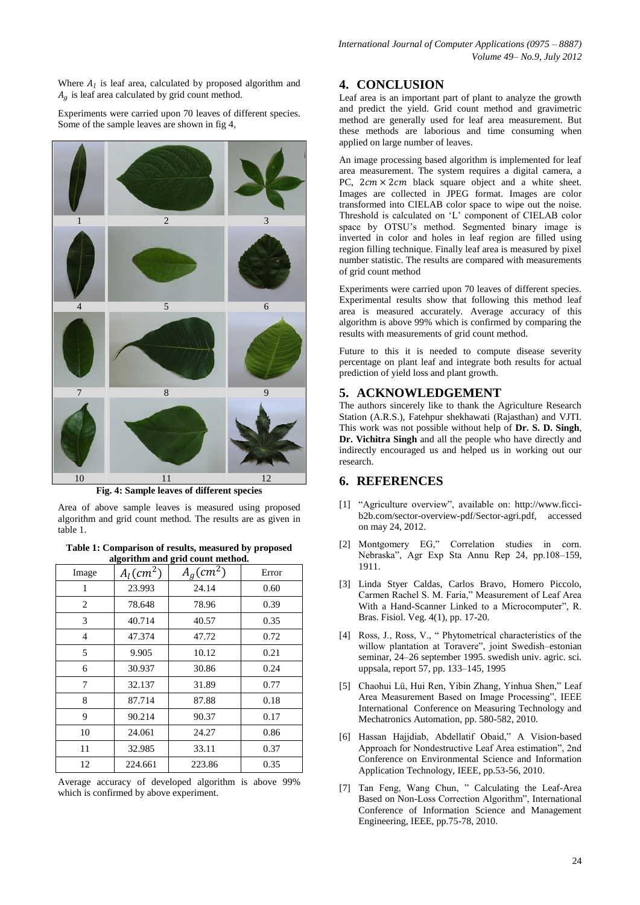Where $A_l$ is leaf area, calculated by proposed algorithm and $A_g$ is leaf area calculated by grid count method.

Experiments were carried upon 70 leaves of different species. Some of the sample leaves are shown in fig 4,

**Fig. 4: Sample leaves of different species**

Area of above sample leaves is measured using proposed algorithm and grid count method. The results are as given in table 1.

**Table 1: Comparison of results, measured by proposed algorithm and grid count method.**

| Image | $A_l(cm^2)$ | $A_g(cm^2)$ | Error |
|---|---|---|---|
| 1 | 23.993 | 24.14 | 0.60 |
| 2 | 78.648 | 78.96 | 0.39 |
| 3 | 40.714 | 40.57 | 0.35 |
| 4 | 47.374 | 47.72 | 0.72 |
| 5 | 9.905 | 10.12 | 0.21 |
| 6 | 30.937 | 30.86 | 0.24 |
| 7 | 32.137 | 31.89 | 0.77 |
| 8 | 87.714 | 87.88 | 0.18 |
| 9 | 90.214 | 90.37 | 0.17 |
| 10 | 24.061 | 24.27 | 0.86 |
| 11 | 32.985 | 33.11 | 0.37 |
| 12 | 224.661 | 223.86 | 0.35 |

Average accuracy of developed algorithm is above 99% which is confirmed by above experiment.

## 4. CONCLUSION

Leaf area is an important part of plant to analyze the growth and predict the yield. Grid count method and gravimetric method are generally used for leaf area measurement. But these methods are laborious and time consuming when applied on large number of leaves.

An image processing based algorithm is implemented for leaf area measurement. The system requires a digital camera, a PC, $2cm \times 2cm$ black square object and a white sheet. Images are collected in JPEG format. Images are color transformed into CIELAB color space to wipe out the noise. Threshold is calculated on 'L' component of CIELAB color space by OTSU's method. Segmented binary image is inverted in color and holes in leaf region are filled using region filling technique. Finally leaf area is measured by pixel number statistic. The results are compared with measurements of grid count method

Experiments were carried upon 70 leaves of different species. Experimental results show that following this method leaf area is measured accurately. Average accuracy of this algorithm is above 99% which is confirmed by comparing the results with measurements of grid count method.

Future to this it is needed to compute disease severity percentage on plant leaf and integrate both results for actual prediction of yield loss and plant growth.

## 5. ACKNOWLEDGEMENT

The authors sincerely like to thank the Agriculture Research Station (A.R.S.), Fatehpur shekhawati (Rajasthan) and VJTI. This work was not possible without help of **Dr. S. D. Singh**, **Dr. Vichitra Singh** and all the people who have directly and indirectly encouraged us and helped us in working out our research.

## 6. REFERENCES

[1] "Agriculture overview", available on: http://www.ficci-b2b.com/sector-overview-pdf/Sector-agri.pdf, accessed on may 24, 2012.

[2] Montgomery EG," Correlation studies in corn. Nebraska", Agr Exp Sta Annu Rep 24, pp.108–159, 1911.

[3] Linda Styer Caldas, Carlos Bravo, Homero Piccolo, Carmen Rachel S. M. Faria," Measurement of Leaf Area With a Hand-Scanner Linked to a Microcomputer", R. Bras. Fisiol. Veg. 4(1), pp. 17-20.

[4] Ross, J., Ross, V., " Phytometrical characteristics of the willow plantation at Toravere", joint Swedish–estonian seminar, 24–26 september 1995. swedish univ. agric. sci. uppsala, report 57, pp. 133–145, 1995

[5] Chaohui Lü, Hui Ren, Yibin Zhang, Yinhua Shen," Leaf Area Measurement Based on Image Processing", IEEE International Conference on Measuring Technology and Mechatronics Automation, pp. 580-582, 2010.

[6] Hassan Hajjdiab, Abdellatif Obaid," A Vision-based Approach for Nondestructive Leaf Area estimation", 2nd Conference on Environmental Science and Information Application Technology, IEEE, pp.53-56, 2010.

[7] Tan Feng, Wang Chun, " Calculating the Leaf-Area Based on Non-Loss Correction Algorithm", International Conference of Information Science and Management Engineering, IEEE, pp.75-78, 2010.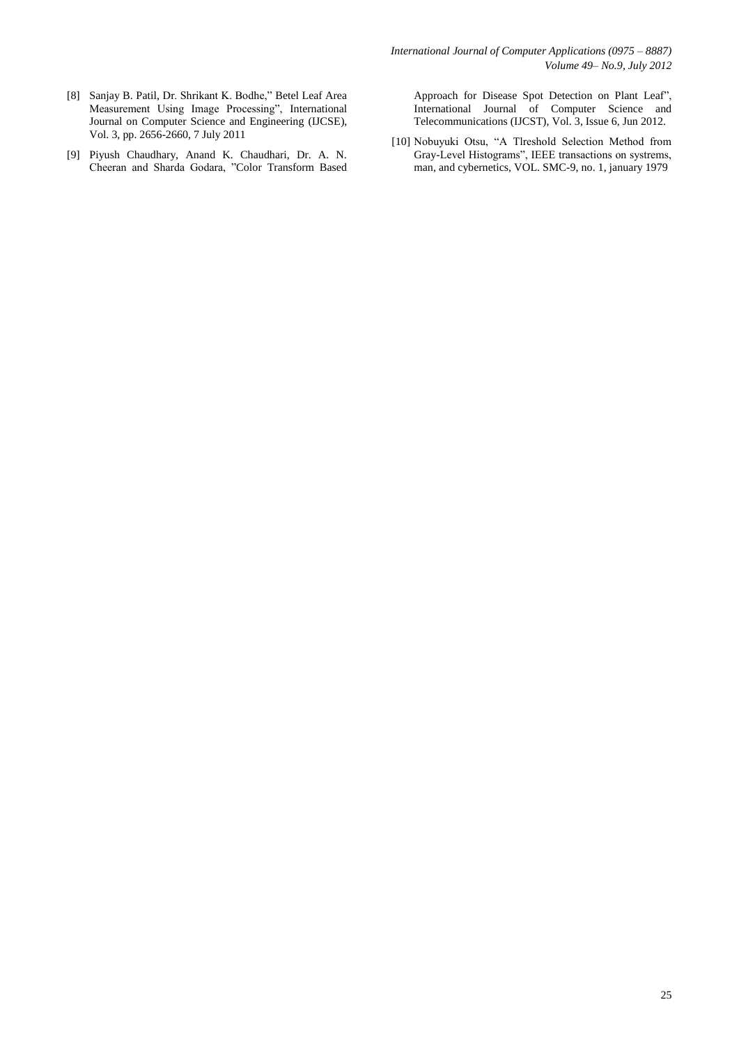[8] Sanjay B. Patil, Dr. Shrikant K. Bodhe," Betel Leaf Area Measurement Using Image Processing", International Journal on Computer Science and Engineering (IJCSE), Vol. 3, pp. 2656-2660, 7 July 2011

[9] Piyush Chaudhary, Anand K. Chaudhari, Dr. A. N. Cheeran and Sharda Godara, "Color Transform Based Approach for Disease Spot Detection on Plant Leaf", International Journal of Computer Science and Telecommunications (IJCST), Vol. 3, Issue 6, Jun 2012.

[10] Nobuyuki Otsu, "A Tlreshold Selection Method from Gray-Level Histograms", IEEE transactions on systrems, man, and cybernetics, VOL. SMC-9, no. 1, january 1979